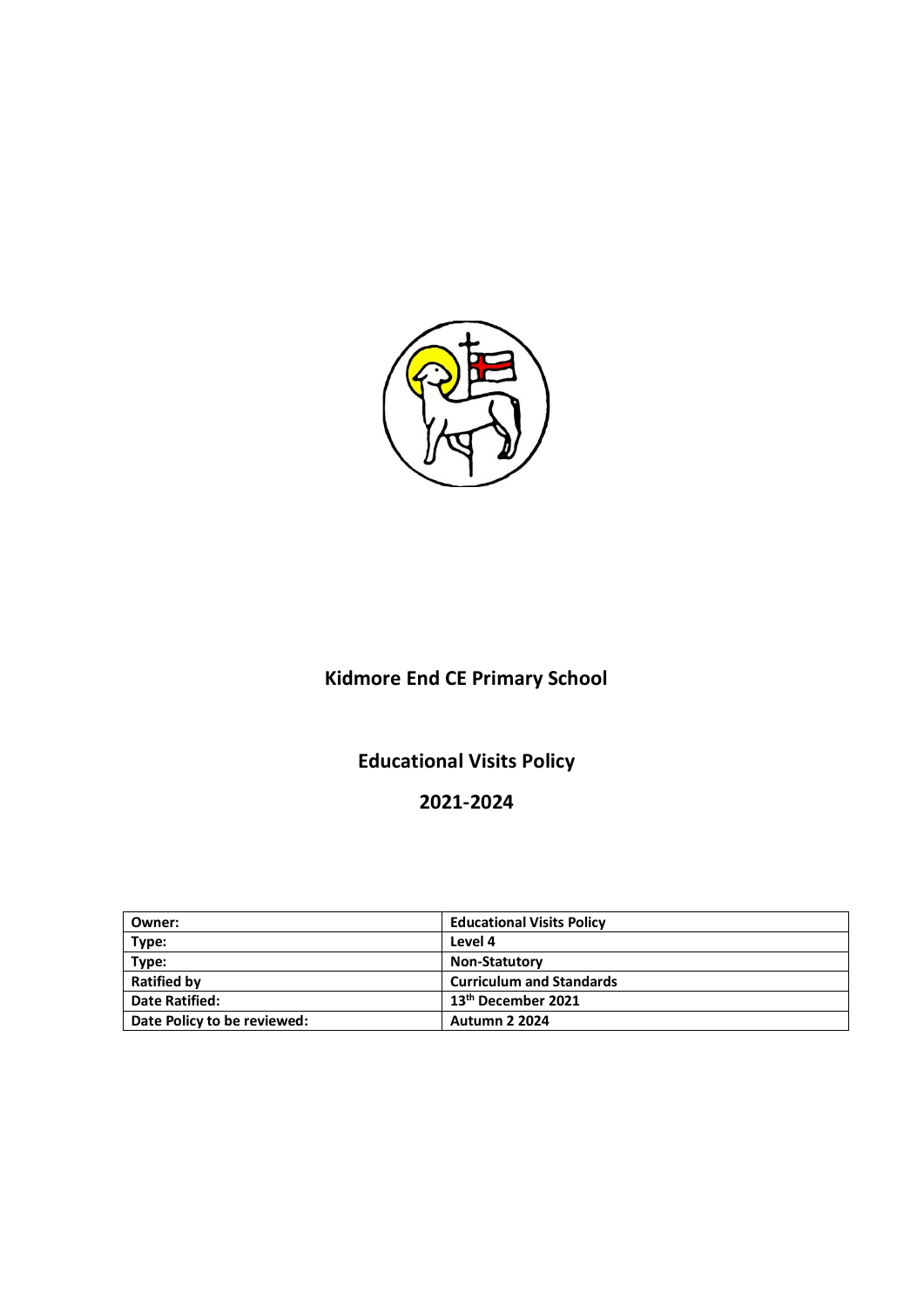# Kidmore End CE Primary School

## Educational Visits Policy

## 2021-2024

| Owner: | Educational Visits Policy |
|---|---|
| Type: | Level 4 |
| Type: | Non-Statutory |
| Ratified by | Curriculum and Standards |
| Date Ratified: | 13th December 2021 |
| Date Policy to be reviewed: | Autumn 2 2024 |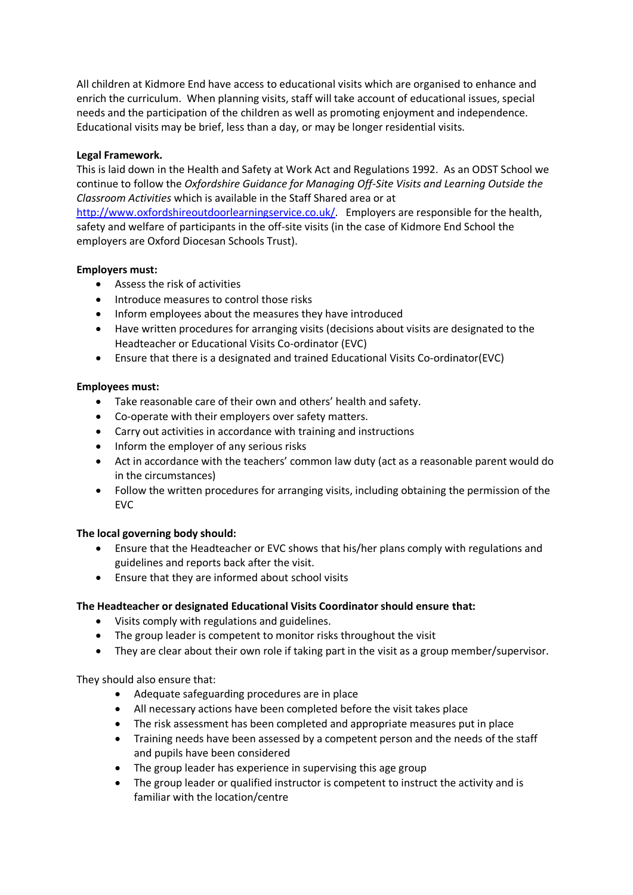All children at Kidmore End have access to educational visits which are organised to enhance and enrich the curriculum. When planning visits, staff will take account of educational issues, special needs and the participation of the children as well as promoting enjoyment and independence. Educational visits may be brief, less than a day, or may be longer residential visits.

**Legal Framework.**
This is laid down in the Health and Safety at Work Act and Regulations 1992. As an ODST School we continue to follow the *Oxfordshire Guidance for Managing Off-Site Visits and Learning Outside the Classroom Activities* which is available in the Staff Shared area or at http://www.oxfordshireoutdoorlearningservice.co.uk/. Employers are responsible for the health, safety and welfare of participants in the off-site visits (in the case of Kidmore End School the employers are Oxford Diocesan Schools Trust).

**Employers must:**

- Assess the risk of activities
- Introduce measures to control those risks
- Inform employees about the measures they have introduced
- Have written procedures for arranging visits (decisions about visits are designated to the Headteacher or Educational Visits Co-ordinator (EVC)
- Ensure that there is a designated and trained Educational Visits Co-ordinator(EVC)

**Employees must:**

- Take reasonable care of their own and others' health and safety.
- Co-operate with their employers over safety matters.
- Carry out activities in accordance with training and instructions
- Inform the employer of any serious risks
- Act in accordance with the teachers' common law duty (act as a reasonable parent would do in the circumstances)
- Follow the written procedures for arranging visits, including obtaining the permission of the EVC

**The local governing body should:**

- Ensure that the Headteacher or EVC shows that his/her plans comply with regulations and guidelines and reports back after the visit.
- Ensure that they are informed about school visits

**The Headteacher or designated Educational Visits Coordinator should ensure that:**

- Visits comply with regulations and guidelines.
- The group leader is competent to monitor risks throughout the visit
- They are clear about their own role if taking part in the visit as a group member/supervisor.

They should also ensure that:

- Adequate safeguarding procedures are in place
- All necessary actions have been completed before the visit takes place
- The risk assessment has been completed and appropriate measures put in place
- Training needs have been assessed by a competent person and the needs of the staff and pupils have been considered
- The group leader has experience in supervising this age group
- The group leader or qualified instructor is competent to instruct the activity and is familiar with the location/centre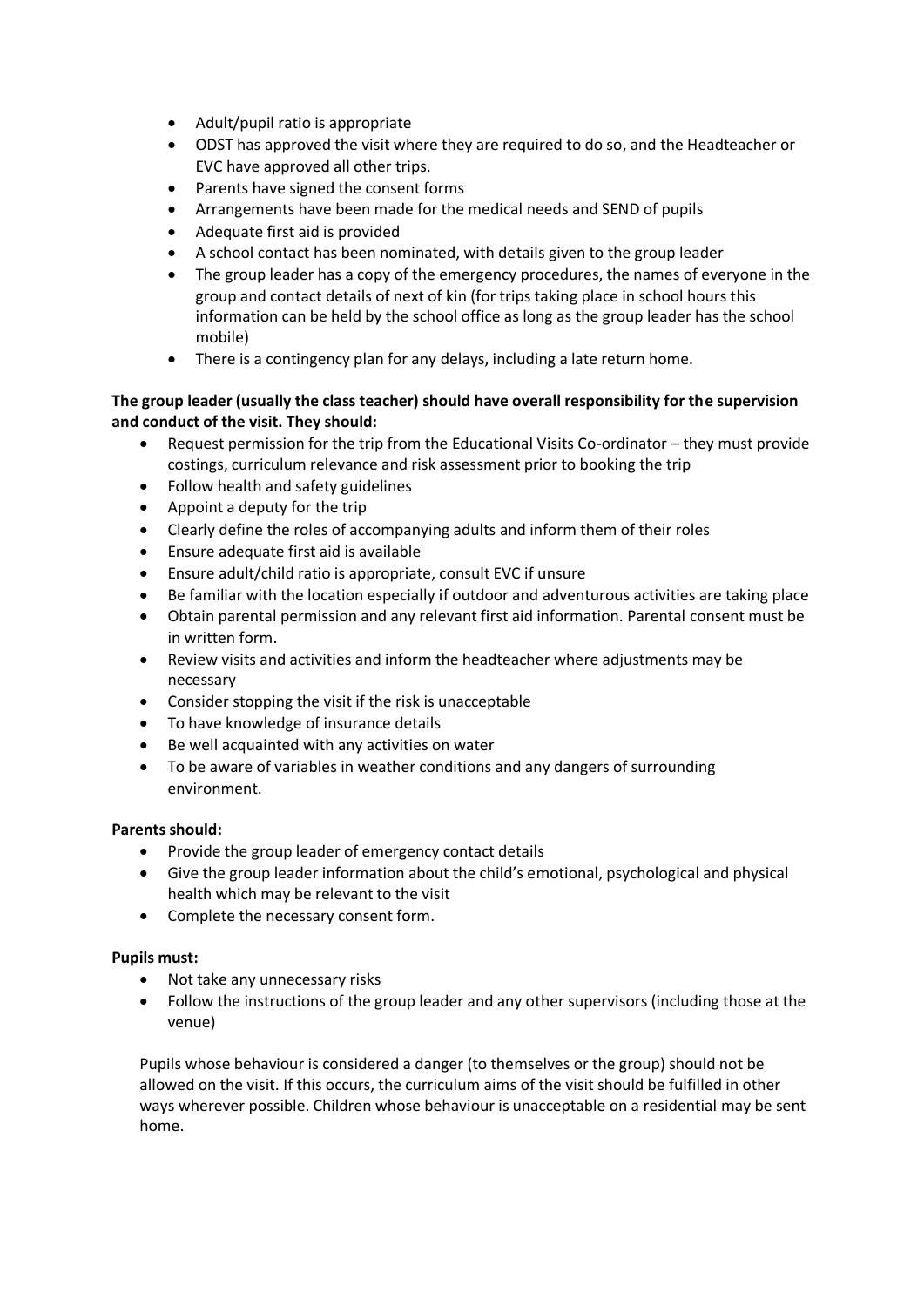- Adult/pupil ratio is appropriate
- ODST has approved the visit where they are required to do so, and the Headteacher or EVC have approved all other trips.
- Parents have signed the consent forms
- Arrangements have been made for the medical needs and SEND of pupils
- Adequate first aid is provided
- A school contact has been nominated, with details given to the group leader
- The group leader has a copy of the emergency procedures, the names of everyone in the group and contact details of next of kin (for trips taking place in school hours this information can be held by the school office as long as the group leader has the school mobile)
- There is a contingency plan for any delays, including a late return home.

**The group leader (usually the class teacher) should have overall responsibility for the supervision and conduct of the visit. They should:**

- Request permission for the trip from the Educational Visits Co-ordinator – they must provide costings, curriculum relevance and risk assessment prior to booking the trip
- Follow health and safety guidelines
- Appoint a deputy for the trip
- Clearly define the roles of accompanying adults and inform them of their roles
- Ensure adequate first aid is available
- Ensure adult/child ratio is appropriate, consult EVC if unsure
- Be familiar with the location especially if outdoor and adventurous activities are taking place
- Obtain parental permission and any relevant first aid information. Parental consent must be in written form.
- Review visits and activities and inform the headteacher where adjustments may be necessary
- Consider stopping the visit if the risk is unacceptable
- To have knowledge of insurance details
- Be well acquainted with any activities on water
- To be aware of variables in weather conditions and any dangers of surrounding environment.

**Parents should:**

- Provide the group leader of emergency contact details
- Give the group leader information about the child's emotional, psychological and physical health which may be relevant to the visit
- Complete the necessary consent form.

**Pupils must:**

- Not take any unnecessary risks
- Follow the instructions of the group leader and any other supervisors (including those at the venue)

Pupils whose behaviour is considered a danger (to themselves or the group) should not be allowed on the visit. If this occurs, the curriculum aims of the visit should be fulfilled in other ways wherever possible. Children whose behaviour is unacceptable on a residential may be sent home.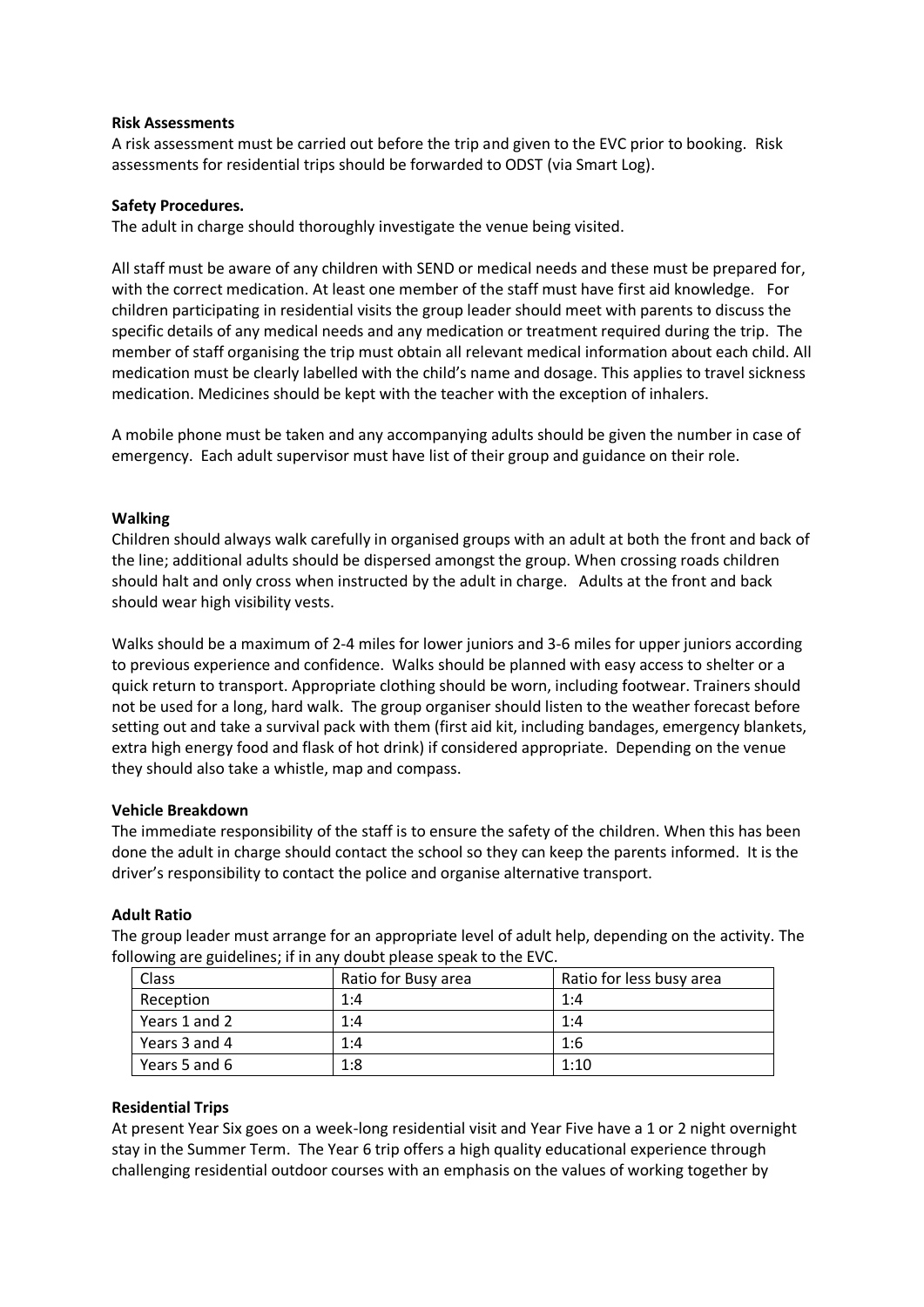**Risk Assessments**

A risk assessment must be carried out before the trip and given to the EVC prior to booking. Risk assessments for residential trips should be forwarded to ODST (via Smart Log).

**Safety Procedures.**

The adult in charge should thoroughly investigate the venue being visited.

All staff must be aware of any children with SEND or medical needs and these must be prepared for, with the correct medication. At least one member of the staff must have first aid knowledge. For children participating in residential visits the group leader should meet with parents to discuss the specific details of any medical needs and any medication or treatment required during the trip. The member of staff organising the trip must obtain all relevant medical information about each child. All medication must be clearly labelled with the child's name and dosage. This applies to travel sickness medication. Medicines should be kept with the teacher with the exception of inhalers.

A mobile phone must be taken and any accompanying adults should be given the number in case of emergency. Each adult supervisor must have list of their group and guidance on their role.

**Walking**

Children should always walk carefully in organised groups with an adult at both the front and back of the line; additional adults should be dispersed amongst the group. When crossing roads children should halt and only cross when instructed by the adult in charge. Adults at the front and back should wear high visibility vests.

Walks should be a maximum of 2-4 miles for lower juniors and 3-6 miles for upper juniors according to previous experience and confidence. Walks should be planned with easy access to shelter or a quick return to transport. Appropriate clothing should be worn, including footwear. Trainers should not be used for a long, hard walk. The group organiser should listen to the weather forecast before setting out and take a survival pack with them (first aid kit, including bandages, emergency blankets, extra high energy food and flask of hot drink) if considered appropriate. Depending on the venue they should also take a whistle, map and compass.

**Vehicle Breakdown**

The immediate responsibility of the staff is to ensure the safety of the children. When this has been done the adult in charge should contact the school so they can keep the parents informed. It is the driver's responsibility to contact the police and organise alternative transport.

**Adult Ratio**

The group leader must arrange for an appropriate level of adult help, depending on the activity. The following are guidelines; if in any doubt please speak to the EVC.

| Class | Ratio for Busy area | Ratio for less busy area |
|---|---|---|
| Reception | 1:4 | 1:4 |
| Years 1 and 2 | 1:4 | 1:4 |
| Years 3 and 4 | 1:4 | 1:6 |
| Years 5 and 6 | 1:8 | 1:10 |

**Residential Trips**

At present Year Six goes on a week-long residential visit and Year Five have a 1 or 2 night overnight stay in the Summer Term. The Year 6 trip offers a high quality educational experience through challenging residential outdoor courses with an emphasis on the values of working together by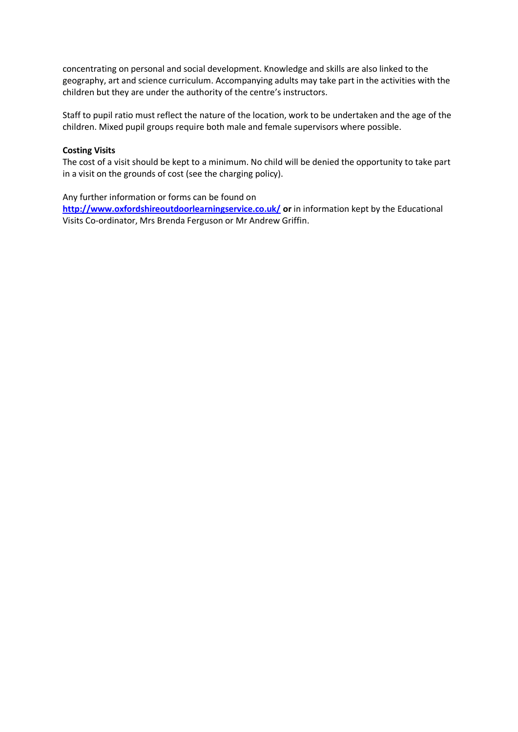concentrating on personal and social development. Knowledge and skills are also linked to the geography, art and science curriculum. Accompanying adults may take part in the activities with the children but they are under the authority of the centre's instructors.

Staff to pupil ratio must reflect the nature of the location, work to be undertaken and the age of the children. Mixed pupil groups require both male and female supervisors where possible.

**Costing Visits**

The cost of a visit should be kept to a minimum. No child will be denied the opportunity to take part in a visit on the grounds of cost (see the charging policy).

Any further information or forms can be found on **http://www.oxfordshireoutdoorlearningservice.co.uk/** **or** in information kept by the Educational Visits Co-ordinator, Mrs Brenda Ferguson or Mr Andrew Griffin.